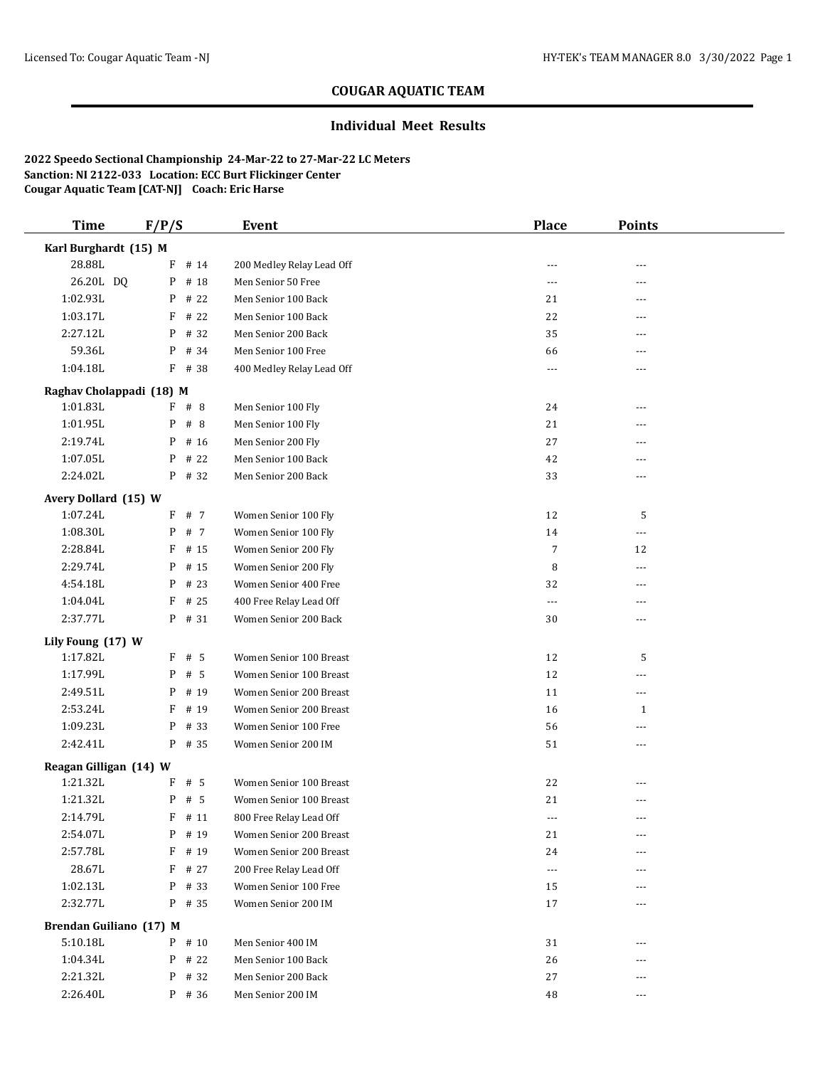# COUGAR AQUATIC TEAM

## Individual Meet Results

**2022 Speedo Sectional Championship 24-Mar-22 to 27-Mar-22 LC Meters**
**Sanction: NI 2122-033 Location: ECC Burt Flickinger Center**
**Cougar Aquatic Team [CAT-NJ] Coach: Eric Harse**

| Time | F/P/S | Event | Place | Points |
|---|---|---|---|---|
| **Karl Burghardt (15) M** | | | | |
| 28.88L | F # 14 | 200 Medley Relay Lead Off | --- | --- |
| 26.20L DQ | P # 18 | Men Senior 50 Free | --- | --- |
| 1:02.93L | P # 22 | Men Senior 100 Back | 21 | --- |
| 1:03.17L | F # 22 | Men Senior 100 Back | 22 | --- |
| 2:27.12L | P # 32 | Men Senior 200 Back | 35 | --- |
| 59.36L | P # 34 | Men Senior 100 Free | 66 | --- |
| 1:04.18L | F # 38 | 400 Medley Relay Lead Off | --- | --- |
| **Raghav Cholappadi (18) M** | | | | |
| 1:01.83L | F # 8 | Men Senior 100 Fly | 24 | --- |
| 1:01.95L | P # 8 | Men Senior 100 Fly | 21 | --- |
| 2:19.74L | P # 16 | Men Senior 200 Fly | 27 | --- |
| 1:07.05L | P # 22 | Men Senior 100 Back | 42 | --- |
| 2:24.02L | P # 32 | Men Senior 200 Back | 33 | --- |
| **Avery Dollard (15) W** | | | | |
| 1:07.24L | F # 7 | Women Senior 100 Fly | 12 | 5 |
| 1:08.30L | P # 7 | Women Senior 100 Fly | 14 | --- |
| 2:28.84L | F # 15 | Women Senior 200 Fly | 7 | 12 |
| 2:29.74L | P # 15 | Women Senior 200 Fly | 8 | --- |
| 4:54.18L | P # 23 | Women Senior 400 Free | 32 | --- |
| 1:04.04L | F # 25 | 400 Free Relay Lead Off | --- | --- |
| 2:37.77L | P # 31 | Women Senior 200 Back | 30 | --- |
| **Lily Foung (17) W** | | | | |
| 1:17.82L | F # 5 | Women Senior 100 Breast | 12 | 5 |
| 1:17.99L | P # 5 | Women Senior 100 Breast | 12 | --- |
| 2:49.51L | P # 19 | Women Senior 200 Breast | 11 | --- |
| 2:53.24L | F # 19 | Women Senior 200 Breast | 16 | 1 |
| 1:09.23L | P # 33 | Women Senior 100 Free | 56 | --- |
| 2:42.41L | P # 35 | Women Senior 200 IM | 51 | --- |
| **Reagan Gilligan (14) W** | | | | |
| 1:21.32L | F # 5 | Women Senior 100 Breast | 22 | --- |
| 1:21.32L | P # 5 | Women Senior 100 Breast | 21 | --- |
| 2:14.79L | F # 11 | 800 Free Relay Lead Off | --- | --- |
| 2:54.07L | P # 19 | Women Senior 200 Breast | 21 | --- |
| 2:57.78L | F # 19 | Women Senior 200 Breast | 24 | --- |
| 28.67L | F # 27 | 200 Free Relay Lead Off | --- | --- |
| 1:02.13L | P # 33 | Women Senior 100 Free | 15 | --- |
| 2:32.77L | P # 35 | Women Senior 200 IM | 17 | --- |
| **Brendan Guiliano (17) M** | | | | |
| 5:10.18L | P # 10 | Men Senior 400 IM | 31 | --- |
| 1:04.34L | P # 22 | Men Senior 100 Back | 26 | --- |
| 2:21.32L | P # 32 | Men Senior 200 Back | 27 | --- |
| 2:26.40L | P # 36 | Men Senior 200 IM | 48 | --- |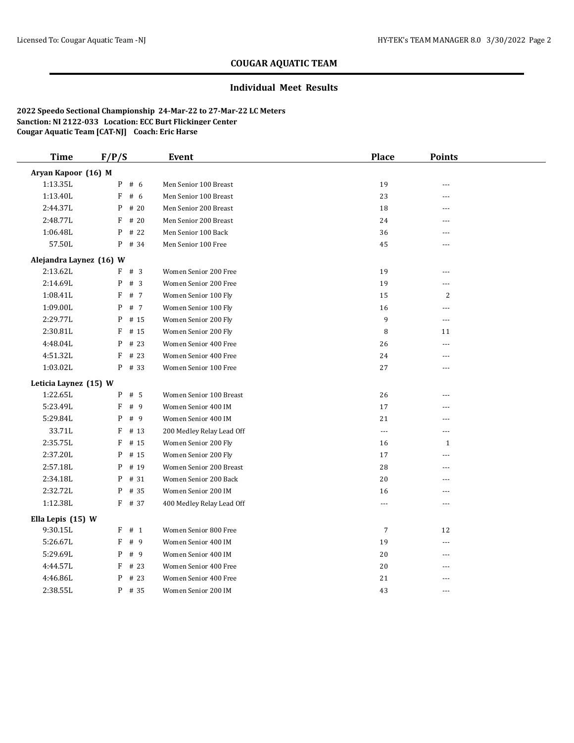## COUGAR AQUATIC TEAM

### Individual Meet Results

**2022 Speedo Sectional Championship 24-Mar-22 to 27-Mar-22 LC Meters**
**Sanction: NI 2122-033 Location: ECC Burt Flickinger Center**
**Cougar Aquatic Team [CAT-NJ] Coach: Eric Harse**

| Time | F/P/S | Event | Place | Points |
|---|---|---|---|---|
| **Aryan Kapoor (16) M** | | | | |
| 1:13.35L | P # 6 | Men Senior 100 Breast | 19 | --- |
| 1:13.40L | F # 6 | Men Senior 100 Breast | 23 | --- |
| 2:44.37L | P # 20 | Men Senior 200 Breast | 18 | --- |
| 2:48.77L | F # 20 | Men Senior 200 Breast | 24 | --- |
| 1:06.48L | P # 22 | Men Senior 100 Back | 36 | --- |
| 57.50L | P # 34 | Men Senior 100 Free | 45 | --- |
| **Alejandra Laynez (16) W** | | | | |
| 2:13.62L | F # 3 | Women Senior 200 Free | 19 | --- |
| 2:14.69L | P # 3 | Women Senior 200 Free | 19 | --- |
| 1:08.41L | F # 7 | Women Senior 100 Fly | 15 | 2 |
| 1:09.00L | P # 7 | Women Senior 100 Fly | 16 | --- |
| 2:29.77L | P # 15 | Women Senior 200 Fly | 9 | --- |
| 2:30.81L | F # 15 | Women Senior 200 Fly | 8 | 11 |
| 4:48.04L | P # 23 | Women Senior 400 Free | 26 | --- |
| 4:51.32L | F # 23 | Women Senior 400 Free | 24 | --- |
| 1:03.02L | P # 33 | Women Senior 100 Free | 27 | --- |
| **Leticia Laynez (15) W** | | | | |
| 1:22.65L | P # 5 | Women Senior 100 Breast | 26 | --- |
| 5:23.49L | F # 9 | Women Senior 400 IM | 17 | --- |
| 5:29.84L | P # 9 | Women Senior 400 IM | 21 | --- |
| 33.71L | F # 13 | 200 Medley Relay Lead Off | --- | --- |
| 2:35.75L | F # 15 | Women Senior 200 Fly | 16 | 1 |
| 2:37.20L | P # 15 | Women Senior 200 Fly | 17 | --- |
| 2:57.18L | P # 19 | Women Senior 200 Breast | 28 | --- |
| 2:34.18L | P # 31 | Women Senior 200 Back | 20 | --- |
| 2:32.72L | P # 35 | Women Senior 200 IM | 16 | --- |
| 1:12.38L | F # 37 | 400 Medley Relay Lead Off | --- | --- |
| **Ella Lepis (15) W** | | | | |
| 9:30.15L | F # 1 | Women Senior 800 Free | 7 | 12 |
| 5:26.67L | F # 9 | Women Senior 400 IM | 19 | --- |
| 5:29.69L | P # 9 | Women Senior 400 IM | 20 | --- |
| 4:44.57L | F # 23 | Women Senior 400 Free | 20 | --- |
| 4:46.86L | P # 23 | Women Senior 400 Free | 21 | --- |
| 2:38.55L | P # 35 | Women Senior 200 IM | 43 | --- |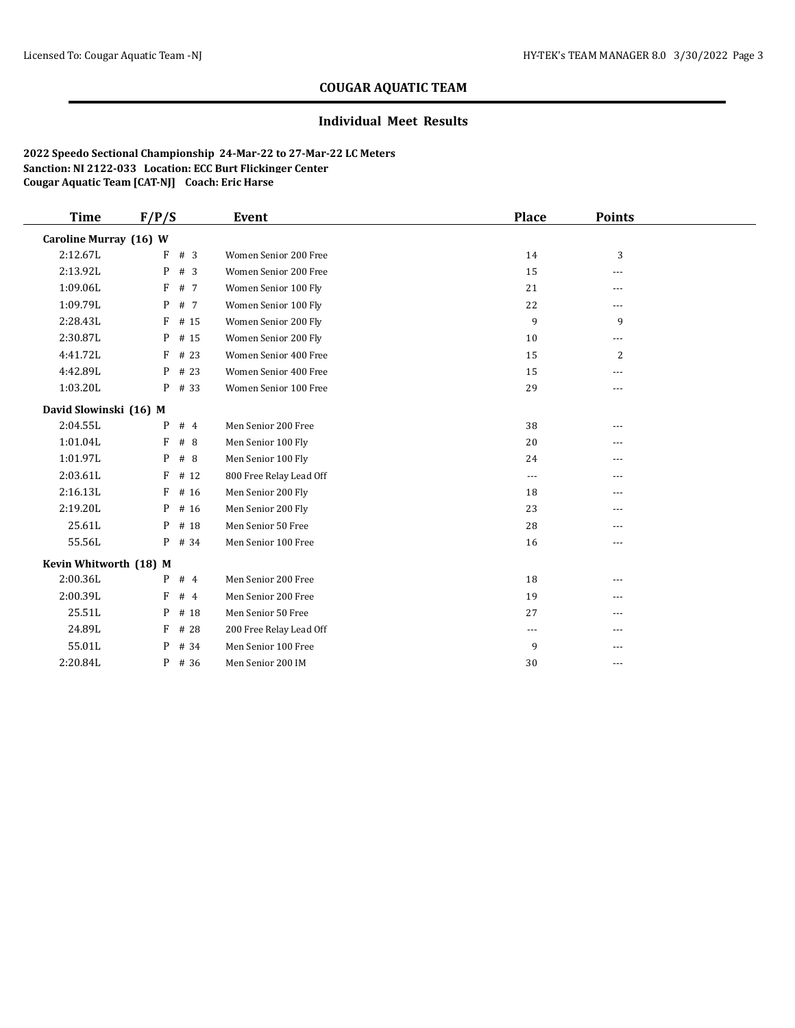## COUGAR AQUATIC TEAM

### Individual Meet Results

**2022 Speedo Sectional Championship 24-Mar-22 to 27-Mar-22 LC Meters**
**Sanction: NI 2122-033 Location: ECC Burt Flickinger Center**
**Cougar Aquatic Team [CAT-NJ] Coach: Eric Harse**

| Time | F/P/S | Event | Place | Points |
|---|---|---|---|---|
| **Caroline Murray (16) W** | | | | |
| 2:12.67L | F # 3 | Women Senior 200 Free | 14 | 3 |
| 2:13.92L | P # 3 | Women Senior 200 Free | 15 | --- |
| 1:09.06L | F # 7 | Women Senior 100 Fly | 21 | --- |
| 1:09.79L | P # 7 | Women Senior 100 Fly | 22 | --- |
| 2:28.43L | F # 15 | Women Senior 200 Fly | 9 | 9 |
| 2:30.87L | P # 15 | Women Senior 200 Fly | 10 | --- |
| 4:41.72L | F # 23 | Women Senior 400 Free | 15 | 2 |
| 4:42.89L | P # 23 | Women Senior 400 Free | 15 | --- |
| 1:03.20L | P # 33 | Women Senior 100 Free | 29 | --- |
| **David Slowinski (16) M** | | | | |
| 2:04.55L | P # 4 | Men Senior 200 Free | 38 | --- |
| 1:01.04L | F # 8 | Men Senior 100 Fly | 20 | --- |
| 1:01.97L | P # 8 | Men Senior 100 Fly | 24 | --- |
| 2:03.61L | F # 12 | 800 Free Relay Lead Off | --- | --- |
| 2:16.13L | F # 16 | Men Senior 200 Fly | 18 | --- |
| 2:19.20L | P # 16 | Men Senior 200 Fly | 23 | --- |
| 25.61L | P # 18 | Men Senior 50 Free | 28 | --- |
| 55.56L | P # 34 | Men Senior 100 Free | 16 | --- |
| **Kevin Whitworth (18) M** | | | | |
| 2:00.36L | P # 4 | Men Senior 200 Free | 18 | --- |
| 2:00.39L | F # 4 | Men Senior 200 Free | 19 | --- |
| 25.51L | P # 18 | Men Senior 50 Free | 27 | --- |
| 24.89L | F # 28 | 200 Free Relay Lead Off | --- | --- |
| 55.01L | P # 34 | Men Senior 100 Free | 9 | --- |
| 2:20.84L | P # 36 | Men Senior 200 IM | 30 | --- |